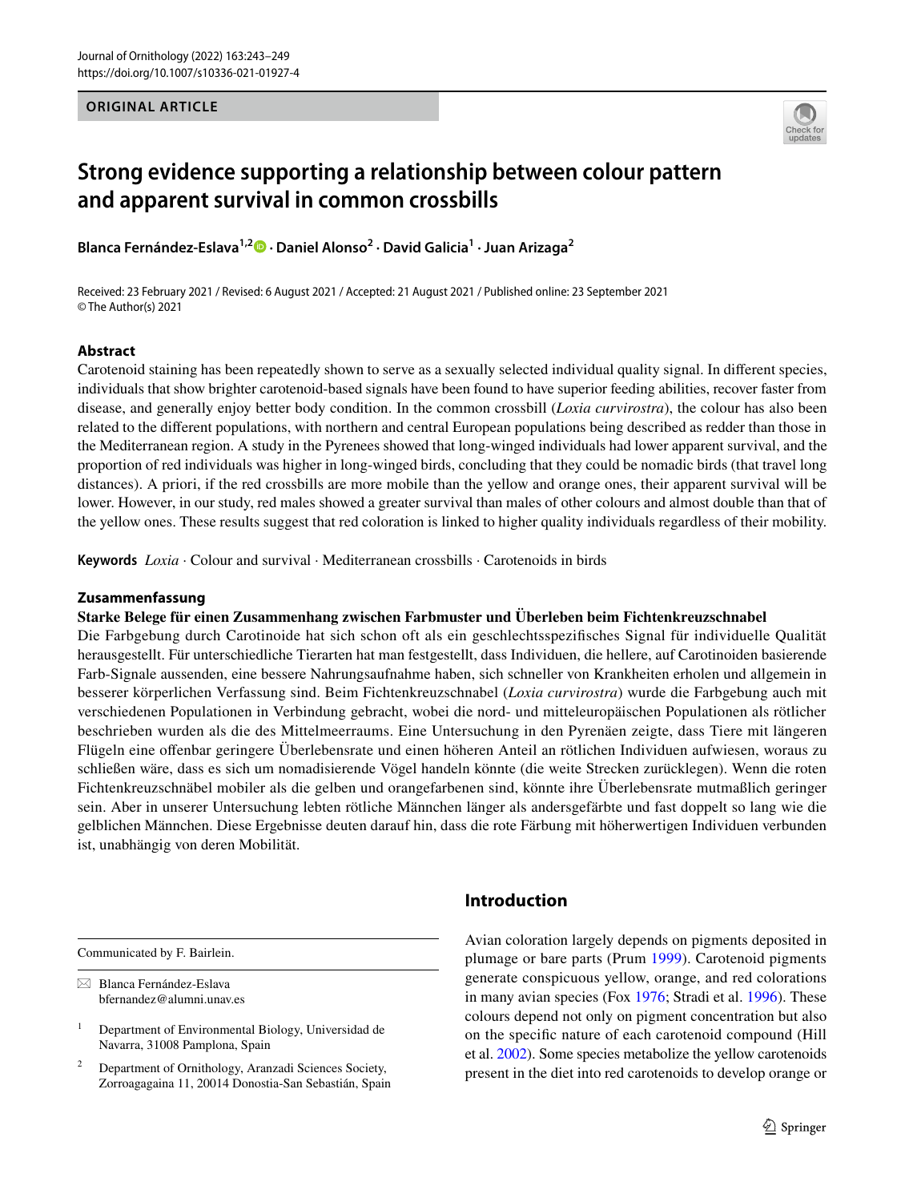ORIGINAL ARTICLE

# Strong evidence supporting a relationship between colour pattern and apparent survival in common crossbills

**Blanca Fernández-Eslava[1,2] · Daniel Alonso[2] · David Galicia[1] · Juan Arizaga[2]**

Received: 23 February 2021 / Revised: 6 August 2021 / Accepted: 21 August 2021 / Published online: 23 September 2021
© The Author(s) 2021

## Abstract

Carotenoid staining has been repeatedly shown to serve as a sexually selected individual quality signal. In different species, individuals that show brighter carotenoid-based signals have been found to have superior feeding abilities, recover faster from disease, and generally enjoy better body condition. In the common crossbill (*Loxia curvirostra*), the colour has also been related to the different populations, with northern and central European populations being described as redder than those in the Mediterranean region. A study in the Pyrenees showed that long-winged individuals had lower apparent survival, and the proportion of red individuals was higher in long-winged birds, concluding that they could be nomadic birds (that travel long distances). A priori, if the red crossbills are more mobile than the yellow and orange ones, their apparent survival will be lower. However, in our study, red males showed a greater survival than males of other colours and almost double than that of the yellow ones. These results suggest that red coloration is linked to higher quality individuals regardless of their mobility.

**Keywords** *Loxia* · Colour and survival · Mediterranean crossbills · Carotenoids in birds

## Zusammenfassung

**Starke Belege für einen Zusammenhang zwischen Farbmuster und Überleben beim Fichtenkreuzschnabel**

Die Farbgebung durch Carotinoide hat sich schon oft als ein geschlechtsspezifisches Signal für individuelle Qualität herausgestellt. Für unterschiedliche Tierarten hat man festgestellt, dass Individuen, die hellere, auf Carotinoiden basierende Farb-Signale aussenden, eine bessere Nahrungsaufnahme haben, sich schneller von Krankheiten erholen und allgemein in besserer körperlichen Verfassung sind. Beim Fichtenkreuzschnabel (*Loxia curvirostra*) wurde die Farbgebung auch mit verschiedenen Populationen in Verbindung gebracht, wobei die nord- und mitteleuropäischen Populationen als rötlicher beschrieben wurden als die des Mittelmeerraums. Eine Untersuchung in den Pyrenäen zeigte, dass Tiere mit längeren Flügeln eine offenbar geringere Überlebensrate und einen höheren Anteil an rötlichen Individuen aufwiesen, woraus zu schließen wäre, dass es sich um nomadisierende Vögel handeln könnte (die weite Strecken zurücklegen). Wenn die roten Fichtenkreuzschnäbel mobiler als die gelben und orangefarbenen sind, könnte ihre Überlebensrate mutmaßlich geringer sein. Aber in unserer Untersuchung lebten rötliche Männchen länger als andersgefärbte und fast doppelt so lang wie die gelblichen Männchen. Diese Ergebnisse deuten darauf hin, dass die rote Färbung mit höherwertigen Individuen verbunden ist, unabhängig von deren Mobilität.

Communicated by F. Bairlein.

✉ Blanca Fernández-Eslava
bfernandez@alumni.unav.es

[1] Department of Environmental Biology, Universidad de Navarra, 31008 Pamplona, Spain

[2] Department of Ornithology, Aranzadi Sciences Society, Zorroagagaina 11, 20014 Donostia-San Sebastián, Spain

## Introduction

Avian coloration largely depends on pigments deposited in plumage or bare parts (Prum 1999). Carotenoid pigments generate conspicuous yellow, orange, and red colorations in many avian species (Fox 1976; Stradi et al. 1996). These colours depend not only on pigment concentration but also on the specific nature of each carotenoid compound (Hill et al. 2002). Some species metabolize the yellow carotenoids present in the diet into red carotenoids to develop orange or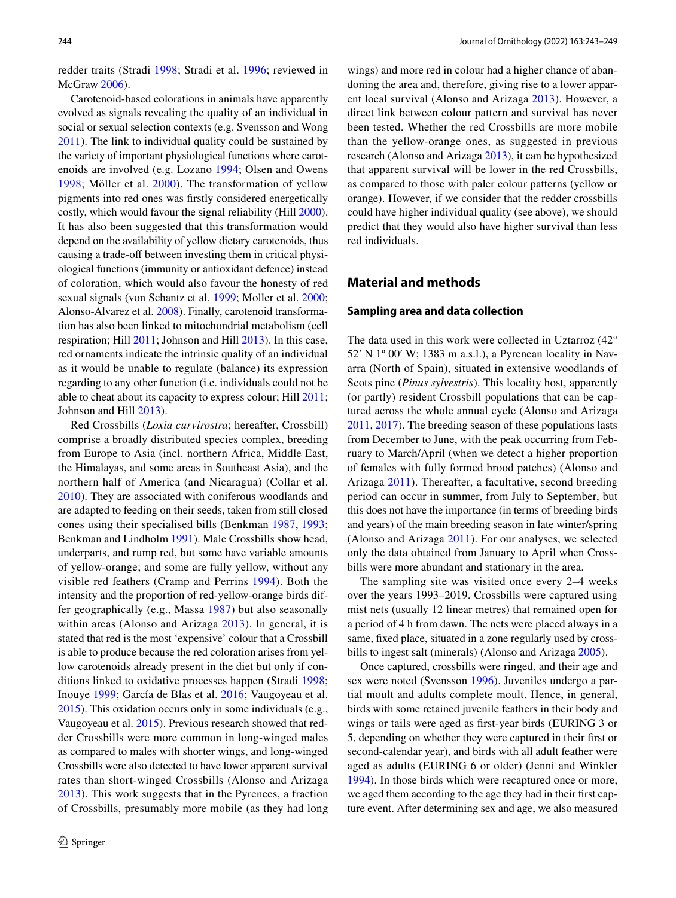redder traits (Stradi 1998; Stradi et al. 1996; reviewed in McGraw 2006).

Carotenoid-based colorations in animals have apparently evolved as signals revealing the quality of an individual in social or sexual selection contexts (e.g. Svensson and Wong 2011). The link to individual quality could be sustained by the variety of important physiological functions where carotenoids are involved (e.g. Lozano 1994; Olsen and Owens 1998; Möller et al. 2000). The transformation of yellow pigments into red ones was firstly considered energetically costly, which would favour the signal reliability (Hill 2000). It has also been suggested that this transformation would depend on the availability of yellow dietary carotenoids, thus causing a trade-off between investing them in critical physiological functions (immunity or antioxidant defence) instead of coloration, which would also favour the honesty of red sexual signals (von Schantz et al. 1999; Moller et al. 2000; Alonso-Alvarez et al. 2008). Finally, carotenoid transformation has also been linked to mitochondrial metabolism (cell respiration; Hill 2011; Johnson and Hill 2013). In this case, red ornaments indicate the intrinsic quality of an individual as it would be unable to regulate (balance) its expression regarding to any other function (i.e. individuals could not be able to cheat about its capacity to express colour; Hill 2011; Johnson and Hill 2013).

Red Crossbills (*Loxia curvirostra*; hereafter, Crossbill) comprise a broadly distributed species complex, breeding from Europe to Asia (incl. northern Africa, Middle East, the Himalayas, and some areas in Southeast Asia), and the northern half of America (and Nicaragua) (Collar et al. 2010). They are associated with coniferous woodlands and are adapted to feeding on their seeds, taken from still closed cones using their specialised bills (Benkman 1987, 1993; Benkman and Lindholm 1991). Male Crossbills show head, underparts, and rump red, but some have variable amounts of yellow-orange; and some are fully yellow, without any visible red feathers (Cramp and Perrins 1994). Both the intensity and the proportion of red-yellow-orange birds differ geographically (e.g., Massa 1987) but also seasonally within areas (Alonso and Arizaga 2013). In general, it is stated that red is the most 'expensive' colour that a Crossbill is able to produce because the red coloration arises from yellow carotenoids already present in the diet but only if conditions linked to oxidative processes happen (Stradi 1998; Inouye 1999; García de Blas et al. 2016; Vaugoyeau et al. 2015). This oxidation occurs only in some individuals (e.g., Vaugoyeau et al. 2015). Previous research showed that redder Crossbills were more common in long-winged males as compared to males with shorter wings, and long-winged Crossbills were also detected to have lower apparent survival rates than short-winged Crossbills (Alonso and Arizaga 2013). This work suggests that in the Pyrenees, a fraction of Crossbills, presumably more mobile (as they had long wings) and more red in colour had a higher chance of abandoning the area and, therefore, giving rise to a lower apparent local survival (Alonso and Arizaga 2013). However, a direct link between colour pattern and survival has never been tested. Whether the red Crossbills are more mobile than the yellow-orange ones, as suggested in previous research (Alonso and Arizaga 2013), it can be hypothesized that apparent survival will be lower in the red Crossbills, as compared to those with paler colour patterns (yellow or orange). However, if we consider that the redder crossbills could have higher individual quality (see above), we should predict that they would also have higher survival than less red individuals.

## Material and methods

### Sampling area and data collection

The data used in this work were collected in Uztarroz (42° 52′ N 1º 00′ W; 1383 m a.s.l.), a Pyrenean locality in Navarra (North of Spain), situated in extensive woodlands of Scots pine (*Pinus sylvestris*). This locality host, apparently (or partly) resident Crossbill populations that can be captured across the whole annual cycle (Alonso and Arizaga 2011, 2017). The breeding season of these populations lasts from December to June, with the peak occurring from February to March/April (when we detect a higher proportion of females with fully formed brood patches) (Alonso and Arizaga 2011). Thereafter, a facultative, second breeding period can occur in summer, from July to September, but this does not have the importance (in terms of breeding birds and years) of the main breeding season in late winter/spring (Alonso and Arizaga 2011). For our analyses, we selected only the data obtained from January to April when Crossbills were more abundant and stationary in the area.

The sampling site was visited once every 2–4 weeks over the years 1993–2019. Crossbills were captured using mist nets (usually 12 linear metres) that remained open for a period of 4 h from dawn. The nets were placed always in a same, fixed place, situated in a zone regularly used by crossbills to ingest salt (minerals) (Alonso and Arizaga 2005).

Once captured, crossbills were ringed, and their age and sex were noted (Svensson 1996). Juveniles undergo a partial moult and adults complete moult. Hence, in general, birds with some retained juvenile feathers in their body and wings or tails were aged as first-year birds (EURING 3 or 5, depending on whether they were captured in their first or second-calendar year), and birds with all adult feather were aged as adults (EURING 6 or older) (Jenni and Winkler 1994). In those birds which were recaptured once or more, we aged them according to the age they had in their first capture event. After determining sex and age, we also measured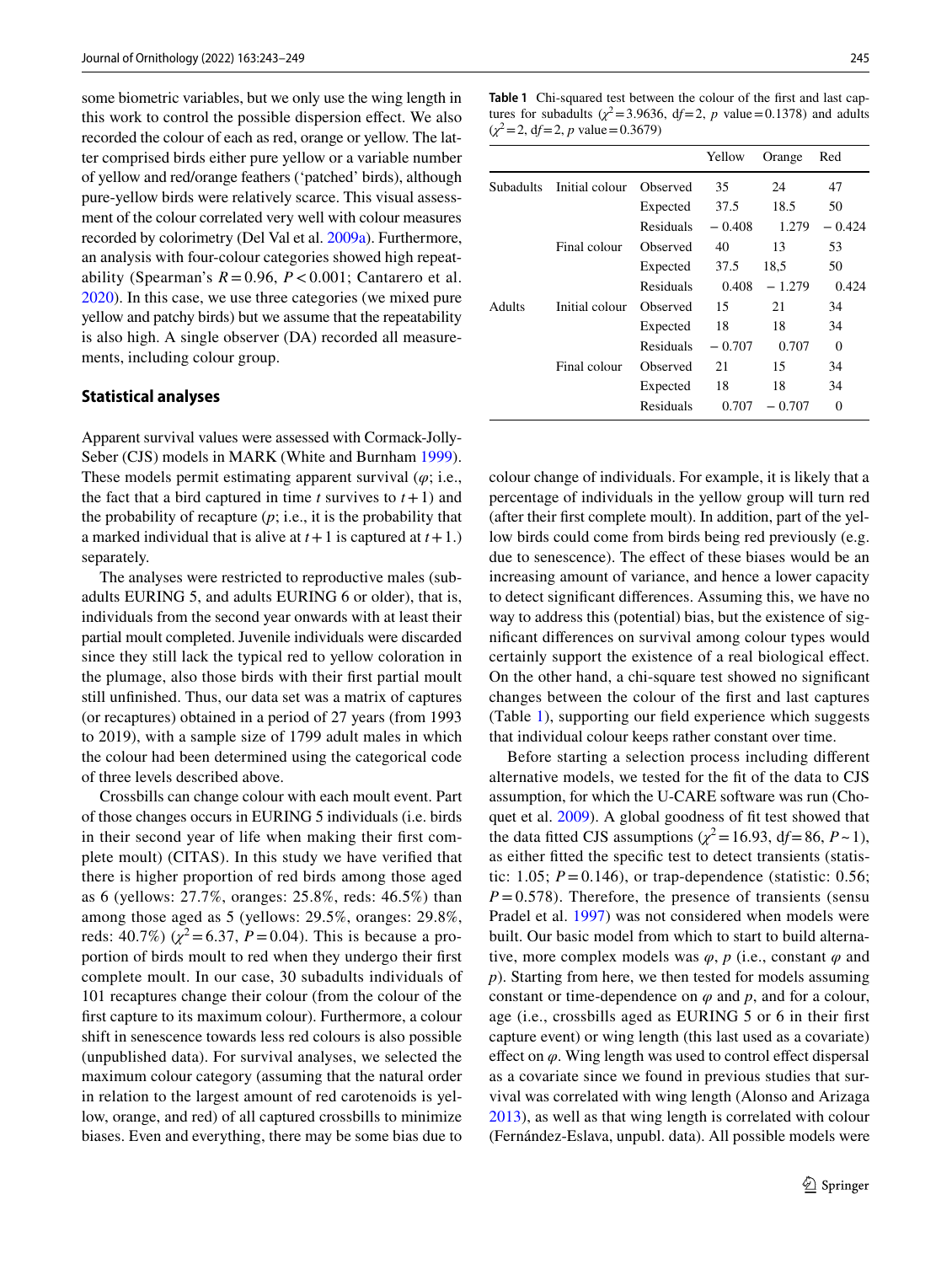some biometric variables, but we only use the wing length in this work to control the possible dispersion effect. We also recorded the colour of each as red, orange or yellow. The latter comprised birds either pure yellow or a variable number of yellow and red/orange feathers ('patched' birds), although pure-yellow birds were relatively scarce. This visual assessment of the colour correlated very well with colour measures recorded by colorimetry (Del Val et al. 2009a). Furthermore, an analysis with four-colour categories showed high repeatability (Spearman's $R = 0.96$, $P < 0.001$; Cantarero et al. 2020). In this case, we use three categories (we mixed pure yellow and patchy birds) but we assume that the repeatability is also high. A single observer (DA) recorded all measurements, including colour group.

### Statistical analyses

Apparent survival values were assessed with Cormack-Jolly-Seber (CJS) models in MARK (White and Burnham 1999). These models permit estimating apparent survival ($\varphi$; i.e., the fact that a bird captured in time $t$ survives to $t+1$) and the probability of recapture ($p$; i.e., it is the probability that a marked individual that is alive at $t+1$ is captured at $t+1$.) separately.

The analyses were restricted to reproductive males (subadults EURING 5, and adults EURING 6 or older), that is, individuals from the second year onwards with at least their partial moult completed. Juvenile individuals were discarded since they still lack the typical red to yellow coloration in the plumage, also those birds with their first partial moult still unfinished. Thus, our data set was a matrix of captures (or recaptures) obtained in a period of 27 years (from 1993 to 2019), with a sample size of 1799 adult males in which the colour had been determined using the categorical code of three levels described above.

Crossbills can change colour with each moult event. Part of those changes occurs in EURING 5 individuals (i.e. birds in their second year of life when making their first complete moult) (CITAS). In this study we have verified that there is higher proportion of red birds among those aged as 6 (yellows: 27.7%, oranges: 25.8%, reds: 46.5%) than among those aged as 5 (yellows: 29.5%, oranges: 29.8%, reds: 40.7%) ($\chi^2 = 6.37$, $P = 0.04$). This is because a proportion of birds moult to red when they undergo their first complete moult. In our case, 30 subadults individuals of 101 recaptures change their colour (from the colour of the first capture to its maximum colour). Furthermore, a colour shift in senescence towards less red colours is also possible (unpublished data). For survival analyses, we selected the maximum colour category (assuming that the natural order in relation to the largest amount of red carotenoids is yellow, orange, and red) of all captured crossbills to minimize biases. Even and everything, there may be some bias due to colour change of individuals. For example, it is likely that a percentage of individuals in the yellow group will turn red (after their first complete moult). In addition, part of the yellow birds could come from birds being red previously (e.g. due to senescence). The effect of these biases would be an increasing amount of variance, and hence a lower capacity to detect significant differences. Assuming this, we have no way to address this (potential) bias, but the existence of significant differences on survival among colour types would certainly support the existence of a real biological effect. On the other hand, a chi-square test showed no significant changes between the colour of the first and last captures (Table 1), supporting our field experience which suggests that individual colour keeps rather constant over time.

**Table 1** Chi-squared test between the colour of the first and last captures for subadults ($\chi^2 = 3.9636$, df = 2, $p$ value = 0.1378) and adults ($\chi^2 = 2$, df = 2, $p$ value = 0.3679)

| | | | Yellow | Orange | Red |
|---|---|---|---|---|---|
| Subadults | Initial colour | Observed | 35 | 24 | 47 |
| | | Expected | 37.5 | 18.5 | 50 |
| | | Residuals | − 0.408 | 1.279 | − 0.424 |
| | Final colour | Observed | 40 | 13 | 53 |
| | | Expected | 37.5 | 18,5 | 50 |
| | | Residuals | 0.408 | − 1.279 | 0.424 |
| Adults | Initial colour | Observed | 15 | 21 | 34 |
| | | Expected | 18 | 18 | 34 |
| | | Residuals | − 0.707 | 0.707 | 0 |
| | Final colour | Observed | 21 | 15 | 34 |
| | | Expected | 18 | 18 | 34 |
| | | Residuals | 0.707 | − 0.707 | 0 |

Before starting a selection process including different alternative models, we tested for the fit of the data to CJS assumption, for which the U-CARE software was run (Choquet et al. 2009). A global goodness of fit test showed that the data fitted CJS assumptions ($\chi^2 = 16.93$, df = 86, $P \sim 1$), as either fitted the specific test to detect transients (statistic: 1.05; $P = 0.146$), or trap-dependence (statistic: 0.56; $P = 0.578$). Therefore, the presence of transients (sensu Pradel et al. 1997) was not considered when models were built. Our basic model from which to start to build alternative, more complex models was $\varphi$, $p$ (i.e., constant $\varphi$ and $p$). Starting from here, we then tested for models assuming constant or time-dependence on $\varphi$ and $p$, and for a colour, age (i.e., crossbills aged as EURING 5 or 6 in their first capture event) or wing length (this last used as a covariate) effect on $\varphi$. Wing length was used to control effect dispersal as a covariate since we found in previous studies that survival was correlated with wing length (Alonso and Arizaga 2013), as well as that wing length is correlated with colour (Fernández-Eslava, unpubl. data). All possible models were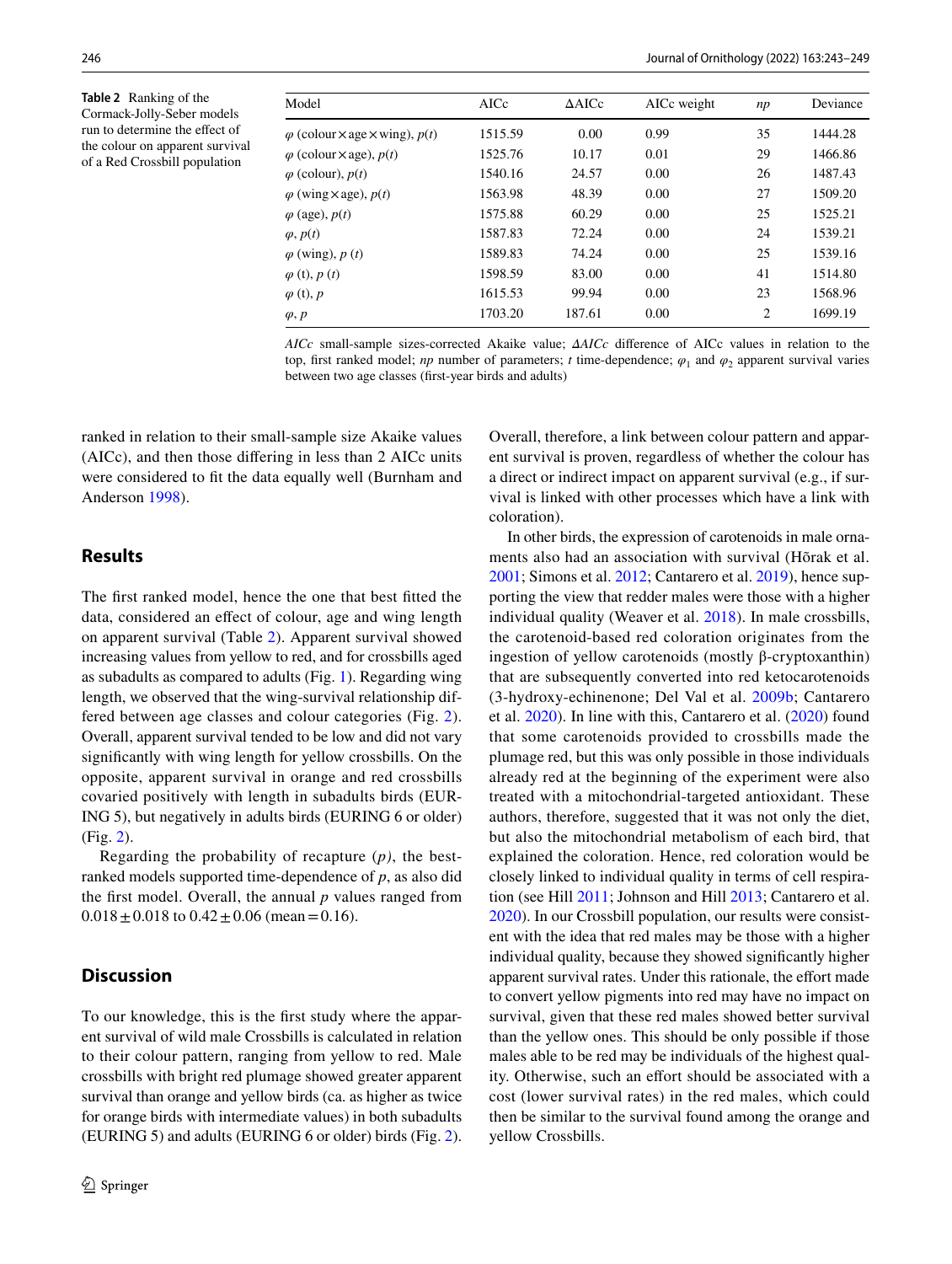**Table 2** Ranking of the Cormack-Jolly-Seber models run to determine the effect of the colour on apparent survival of a Red Crossbill population

| Model | AICc | ΔAICc | AICc weight | *np* | Deviance |
|---|---|---|---|---|---|
| $\varphi$ (colour × age × wing), $p(t)$ | 1515.59 | 0.00 | 0.99 | 35 | 1444.28 |
| $\varphi$ (colour × age), $p(t)$ | 1525.76 | 10.17 | 0.01 | 29 | 1466.86 |
| $\varphi$ (colour), $p(t)$ | 1540.16 | 24.57 | 0.00 | 26 | 1487.43 |
| $\varphi$ (wing × age), $p(t)$ | 1563.98 | 48.39 | 0.00 | 27 | 1509.20 |
| $\varphi$ (age), $p(t)$ | 1575.88 | 60.29 | 0.00 | 25 | 1525.21 |
| $\varphi$, $p(t)$ | 1587.83 | 72.24 | 0.00 | 24 | 1539.21 |
| $\varphi$ (wing), $p$ $(t)$ | 1589.83 | 74.24 | 0.00 | 25 | 1539.16 |
| $\varphi$ (t), $p$ $(t)$ | 1598.59 | 83.00 | 0.00 | 41 | 1514.80 |
| $\varphi$ (t), $p$ | 1615.53 | 99.94 | 0.00 | 23 | 1568.96 |
| $\varphi$, $p$ | 1703.20 | 187.61 | 0.00 | 2 | 1699.19 |

*AICc* small-sample sizes-corrected Akaike value; *ΔAICc* difference of AICc values in relation to the top, first ranked model; *np* number of parameters; *t* time-dependence; $\varphi_1$ and $\varphi_2$ apparent survival varies between two age classes (first-year birds and adults)

ranked in relation to their small-sample size Akaike values (AICc), and then those differing in less than 2 AICc units were considered to fit the data equally well (Burnham and Anderson 1998).

## Results

The first ranked model, hence the one that best fitted the data, considered an effect of colour, age and wing length on apparent survival (Table 2). Apparent survival showed increasing values from yellow to red, and for crossbills aged as subadults as compared to adults (Fig. 1). Regarding wing length, we observed that the wing-survival relationship differed between age classes and colour categories (Fig. 2). Overall, apparent survival tended to be low and did not vary significantly with wing length for yellow crossbills. On the opposite, apparent survival in orange and red crossbills covaried positively with length in subadults birds (EURING 5), but negatively in adults birds (EURING 6 or older) (Fig. 2).

Regarding the probability of recapture ($p$), the best-ranked models supported time-dependence of $p$, as also did the first model. Overall, the annual $p$ values ranged from $0.018 \pm 0.018$ to $0.42 \pm 0.06$ (mean = 0.16).

## Discussion

To our knowledge, this is the first study where the apparent survival of wild male Crossbills is calculated in relation to their colour pattern, ranging from yellow to red. Male crossbills with bright red plumage showed greater apparent survival than orange and yellow birds (ca. as higher as twice for orange birds with intermediate values) in both subadults (EURING 5) and adults (EURING 6 or older) birds (Fig. 2). Overall, therefore, a link between colour pattern and apparent survival is proven, regardless of whether the colour has a direct or indirect impact on apparent survival (e.g., if survival is linked with other processes which have a link with coloration).

In other birds, the expression of carotenoids in male ornaments also had an association with survival (Hõrak et al. 2001; Simons et al. 2012; Cantarero et al. 2019), hence supporting the view that redder males were those with a higher individual quality (Weaver et al. 2018). In male crossbills, the carotenoid-based red coloration originates from the ingestion of yellow carotenoids (mostly β-cryptoxanthin) that are subsequently converted into red ketocarotenoids (3-hydroxy-echinenone; Del Val et al. 2009b; Cantarero et al. 2020). In line with this, Cantarero et al. (2020) found that some carotenoids provided to crossbills made the plumage red, but this was only possible in those individuals already red at the beginning of the experiment were also treated with a mitochondrial-targeted antioxidant. These authors, therefore, suggested that it was not only the diet, but also the mitochondrial metabolism of each bird, that explained the coloration. Hence, red coloration would be closely linked to individual quality in terms of cell respiration (see Hill 2011; Johnson and Hill 2013; Cantarero et al. 2020). In our Crossbill population, our results were consistent with the idea that red males may be those with a higher individual quality, because they showed significantly higher apparent survival rates. Under this rationale, the effort made to convert yellow pigments into red may have no impact on survival, given that these red males showed better survival than the yellow ones. This should be only possible if those males able to be red may be individuals of the highest quality. Otherwise, such an effort should be associated with a cost (lower survival rates) in the red males, which could then be similar to the survival found among the orange and yellow Crossbills.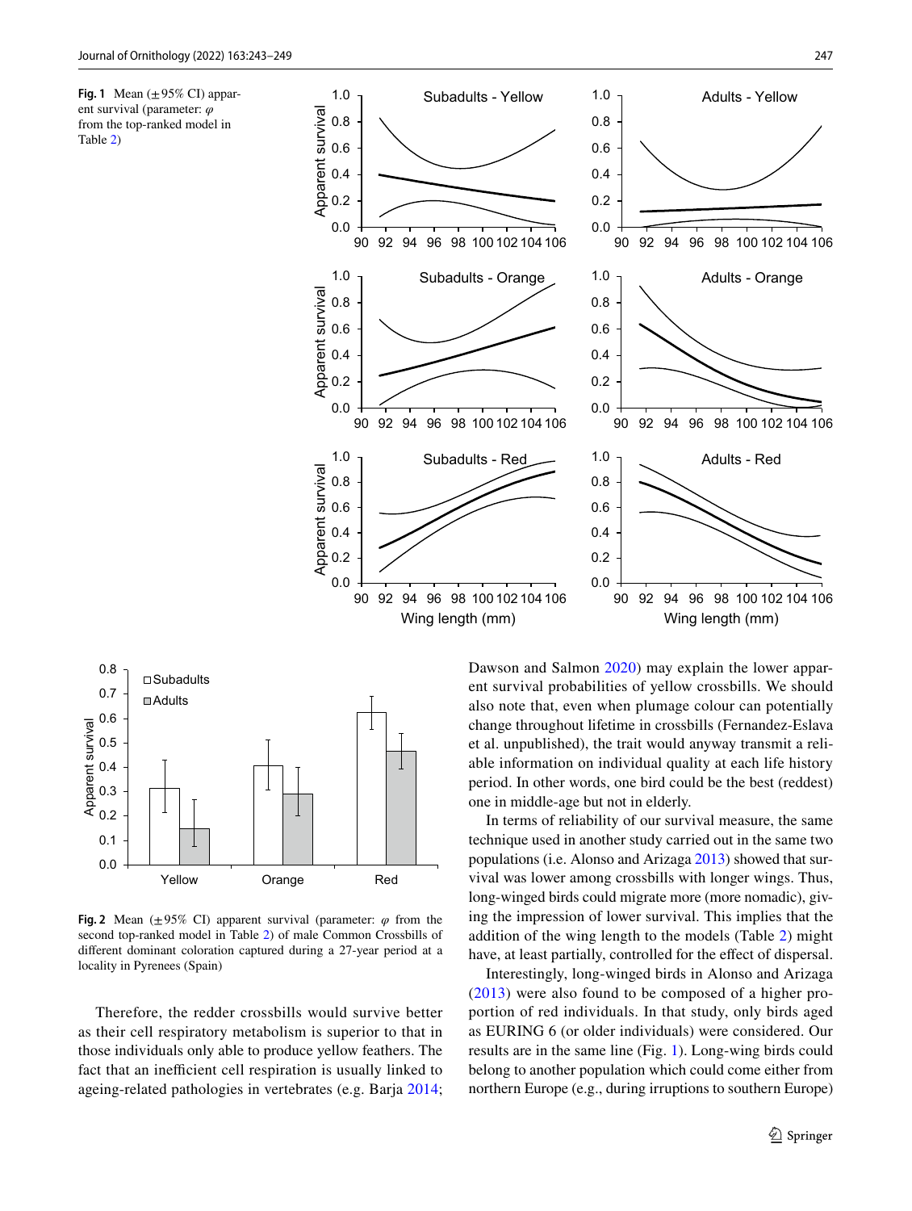**Fig. 1** Mean (±95% CI) apparent survival (parameter: $\varphi$ from the top-ranked model in Table 2)

**Fig. 2** Mean (±95% CI) apparent survival (parameter: $\varphi$ from the second top-ranked model in Table 2) of male Common Crossbills of different dominant coloration captured during a 27-year period at a locality in Pyrenees (Spain)

Therefore, the redder crossbills would survive better as their cell respiratory metabolism is superior to that in those individuals only able to produce yellow feathers. The fact that an inefficient cell respiration is usually linked to ageing-related pathologies in vertebrates (e.g. Barja 2014; Dawson and Salmon 2020) may explain the lower apparent survival probabilities of yellow crossbills. We should also note that, even when plumage colour can potentially change throughout lifetime in crossbills (Fernandez-Eslava et al. unpublished), the trait would anyway transmit a reliable information on individual quality at each life history period. In other words, one bird could be the best (reddest) one in middle-age but not in elderly.

In terms of reliability of our survival measure, the same technique used in another study carried out in the same two populations (i.e. Alonso and Arizaga 2013) showed that survival was lower among crossbills with longer wings. Thus, long-winged birds could migrate more (more nomadic), giving the impression of lower survival. This implies that the addition of the wing length to the models (Table 2) might have, at least partially, controlled for the effect of dispersal.

Interestingly, long-winged birds in Alonso and Arizaga (2013) were also found to be composed of a higher proportion of red individuals. In that study, only birds aged as EURING 6 (or older individuals) were considered. Our results are in the same line (Fig. 1). Long-wing birds could belong to another population which could come either from northern Europe (e.g., during irruptions to southern Europe)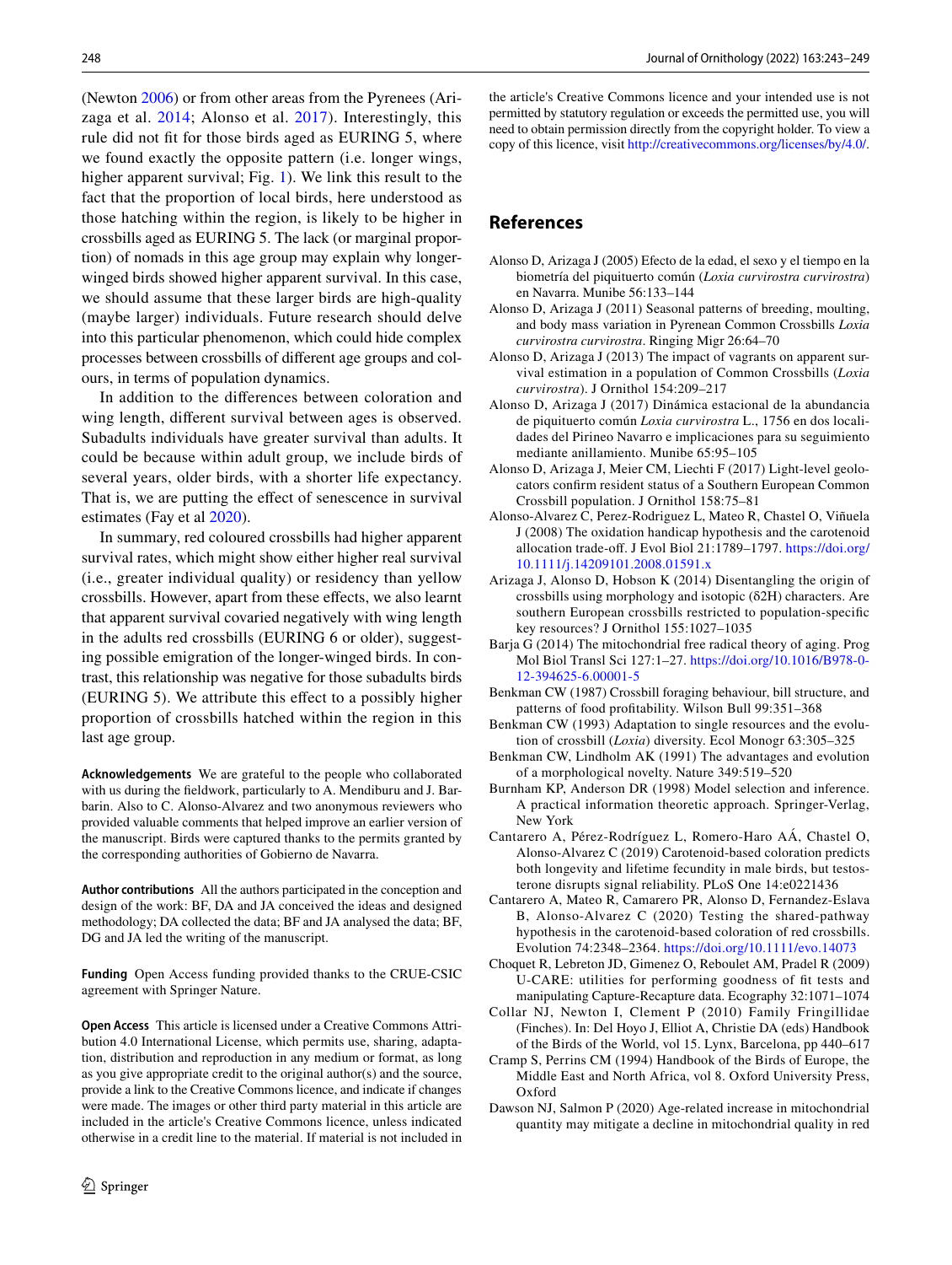(Newton 2006) or from other areas from the Pyrenees (Arizaga et al. 2014; Alonso et al. 2017). Interestingly, this rule did not fit for those birds aged as EURING 5, where we found exactly the opposite pattern (i.e. longer wings, higher apparent survival; Fig. 1). We link this result to the fact that the proportion of local birds, here understood as those hatching within the region, is likely to be higher in crossbills aged as EURING 5. The lack (or marginal proportion) of nomads in this age group may explain why longer-winged birds showed higher apparent survival. In this case, we should assume that these larger birds are high-quality (maybe larger) individuals. Future research should delve into this particular phenomenon, which could hide complex processes between crossbills of different age groups and colours, in terms of population dynamics.

In addition to the differences between coloration and wing length, different survival between ages is observed. Subadults individuals have greater survival than adults. It could be because within adult group, we include birds of several years, older birds, with a shorter life expectancy. That is, we are putting the effect of senescence in survival estimates (Fay et al 2020).

In summary, red coloured crossbills had higher apparent survival rates, which might show either higher real survival (i.e., greater individual quality) or residency than yellow crossbills. However, apart from these effects, we also learnt that apparent survival covaried negatively with wing length in the adults red crossbills (EURING 6 or older), suggesting possible emigration of the longer-winged birds. In contrast, this relationship was negative for those subadults birds (EURING 5). We attribute this effect to a possibly higher proportion of crossbills hatched within the region in this last age group.

**Acknowledgements** We are grateful to the people who collaborated with us during the fieldwork, particularly to A. Mendiburu and J. Barbarin. Also to C. Alonso-Alvarez and two anonymous reviewers who provided valuable comments that helped improve an earlier version of the manuscript. Birds were captured thanks to the permits granted by the corresponding authorities of Gobierno de Navarra.

**Author contributions** All the authors participated in the conception and design of the work: BF, DA and JA conceived the ideas and designed methodology; DA collected the data; BF and JA analysed the data; BF, DG and JA led the writing of the manuscript.

**Funding** Open Access funding provided thanks to the CRUE-CSIC agreement with Springer Nature.

**Open Access** This article is licensed under a Creative Commons Attribution 4.0 International License, which permits use, sharing, adaptation, distribution and reproduction in any medium or format, as long as you give appropriate credit to the original author(s) and the source, provide a link to the Creative Commons licence, and indicate if changes were made. The images or other third party material in this article are included in the article's Creative Commons licence, unless indicated otherwise in a credit line to the material. If material is not included in the article's Creative Commons licence and your intended use is not permitted by statutory regulation or exceeds the permitted use, you will need to obtain permission directly from the copyright holder. To view a copy of this licence, visit http://creativecommons.org/licenses/by/4.0/.

## References

Alonso D, Arizaga J (2005) Efecto de la edad, el sexo y el tiempo en la biometría del piquituerto común (*Loxia curvirostra curvirostra*) en Navarra. Munibe 56:133–144

Alonso D, Arizaga J (2011) Seasonal patterns of breeding, moulting, and body mass variation in Pyrenean Common Crossbills *Loxia curvirostra curvirostra*. Ringing Migr 26:64–70

Alonso D, Arizaga J (2013) The impact of vagrants on apparent survival estimation in a population of Common Crossbills (*Loxia curvirostra*). J Ornithol 154:209–217

Alonso D, Arizaga J (2017) Dinámica estacional de la abundancia de piquituerto común *Loxia curvirostra* L., 1756 en dos localidades del Pirineo Navarro e implicaciones para su seguimiento mediante anillamiento. Munibe 65:95–105

Alonso D, Arizaga J, Meier CM, Liechti F (2017) Light-level geolocators confirm resident status of a Southern European Common Crossbill population. J Ornithol 158:75–81

Alonso-Alvarez C, Perez-Rodriguez L, Mateo R, Chastel O, Viñuela J (2008) The oxidation handicap hypothesis and the carotenoid allocation trade-off. J Evol Biol 21:1789–1797. https://doi.org/10.1111/j.14209101.2008.01591.x

Arizaga J, Alonso D, Hobson K (2014) Disentangling the origin of crossbills using morphology and isotopic (δ2H) characters. Are southern European crossbills restricted to population-specific key resources? J Ornithol 155:1027–1035

Barja G (2014) The mitochondrial free radical theory of aging. Prog Mol Biol Transl Sci 127:1–27. https://doi.org/10.1016/B978-0-12-394625-6.00001-5

Benkman CW (1987) Crossbill foraging behaviour, bill structure, and patterns of food profitability. Wilson Bull 99:351–368

Benkman CW (1993) Adaptation to single resources and the evolution of crossbill (*Loxia*) diversity. Ecol Monogr 63:305–325

Benkman CW, Lindholm AK (1991) The advantages and evolution of a morphological novelty. Nature 349:519–520

Burnham KP, Anderson DR (1998) Model selection and inference. A practical information theoretic approach. Springer-Verlag, New York

Cantarero A, Pérez-Rodríguez L, Romero-Haro AÁ, Chastel O, Alonso-Alvarez C (2019) Carotenoid-based coloration predicts both longevity and lifetime fecundity in male birds, but testosterone disrupts signal reliability. PLoS One 14:e0221436

Cantarero A, Mateo R, Camarero PR, Alonso D, Fernandez-Eslava B, Alonso-Alvarez C (2020) Testing the shared-pathway hypothesis in the carotenoid-based coloration of red crossbills. Evolution 74:2348–2364. https://doi.org/10.1111/evo.14073

Choquet R, Lebreton JD, Gimenez O, Reboulet AM, Pradel R (2009) U-CARE: utilities for performing goodness of fit tests and manipulating Capture-Recapture data. Ecography 32:1071–1074

Collar NJ, Newton I, Clement P (2010) Family Fringillidae (Finches). In: Del Hoyo J, Elliott A, Christie DA (eds) Handbook of the Birds of the World, vol 15. Lynx, Barcelona, pp 440–617

Cramp S, Perrins CM (1994) Handbook of the Birds of Europe, the Middle East and North Africa, vol 8. Oxford University Press, Oxford

Dawson NJ, Salmon P (2020) Age-related increase in mitochondrial quantity may mitigate a decline in mitochondrial quality in red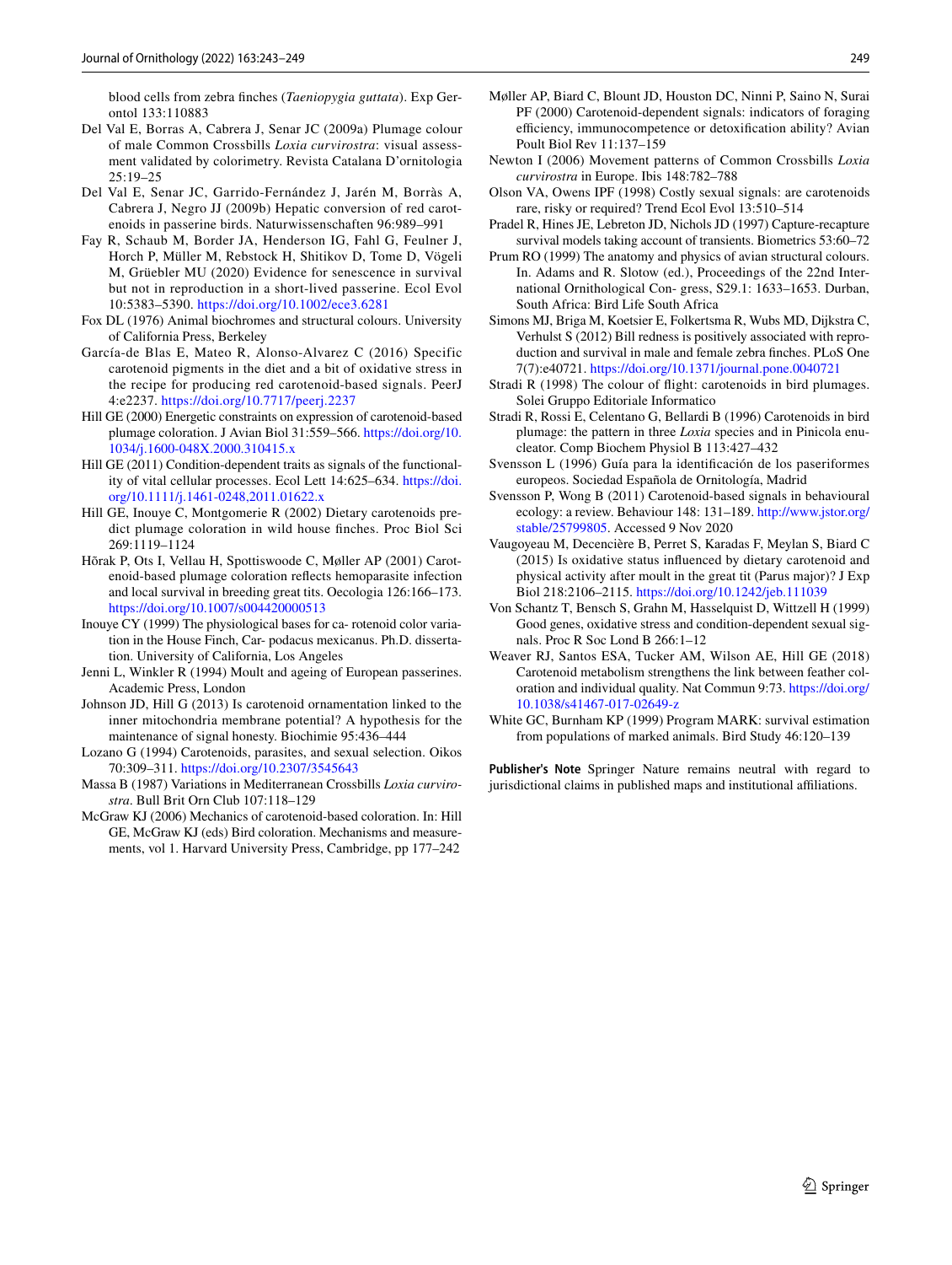blood cells from zebra finches (*Taeniopygia guttata*). Exp Gerontol 133:110883

Del Val E, Borras A, Cabrera J, Senar JC (2009a) Plumage colour of male Common Crossbills *Loxia curvirostra*: visual assessment validated by colorimetry. Revista Catalana D'ornitologia 25:19–25

Del Val E, Senar JC, Garrido-Fernández J, Jarén M, Borràs A, Cabrera J, Negro JJ (2009b) Hepatic conversion of red carotenoids in passerine birds. Naturwissenschaften 96:989–991

Fay R, Schaub M, Border JA, Henderson IG, Fahl G, Feulner J, Horch P, Müller M, Rebstock H, Shitikov D, Tome D, Vögeli M, Grüebler MU (2020) Evidence for senescence in survival but not in reproduction in a short-lived passerine. Ecol Evol 10:5383–5390. https://doi.org/10.1002/ece3.6281

Fox DL (1976) Animal biochromes and structural colours. University of California Press, Berkeley

García-de Blas E, Mateo R, Alonso-Alvarez C (2016) Specific carotenoid pigments in the diet and a bit of oxidative stress in the recipe for producing red carotenoid-based signals. PeerJ 4:e2237. https://doi.org/10.7717/peerj.2237

Hill GE (2000) Energetic constraints on expression of carotenoid-based plumage coloration. J Avian Biol 31:559–566. https://doi.org/10.1034/j.1600-048X.2000.310415.x

Hill GE (2011) Condition-dependent traits as signals of the functionality of vital cellular processes. Ecol Lett 14:625–634. https://doi.org/10.1111/j.1461-0248,2011.01622.x

Hill GE, Inouye C, Montgomerie R (2002) Dietary carotenoids predict plumage coloration in wild house finches. Proc Biol Sci 269:1119–1124

Hõrak P, Ots I, Vellau H, Spottiswoode C, Møller AP (2001) Carotenoid-based plumage coloration reflects hemoparasite infection and local survival in breeding great tits. Oecologia 126:166–173. https://doi.org/10.1007/s004420000513

Inouye CY (1999) The physiological bases for ca- rotenoid color variation in the House Finch, Car- podacus mexicanus. Ph.D. dissertation. University of California, Los Angeles

Jenni L, Winkler R (1994) Moult and ageing of European passerines. Academic Press, London

Johnson JD, Hill G (2013) Is carotenoid ornamentation linked to the inner mitochondria membrane potential? A hypothesis for the maintenance of signal honesty. Biochimie 95:436–444

Lozano G (1994) Carotenoids, parasites, and sexual selection. Oikos 70:309–311. https://doi.org/10.2307/3545643

Massa B (1987) Variations in Mediterranean Crossbills *Loxia curvirostra*. Bull Brit Orn Club 107:118–129

McGraw KJ (2006) Mechanics of carotenoid-based coloration. In: Hill GE, McGraw KJ (eds) Bird coloration. Mechanisms and measurements, vol 1. Harvard University Press, Cambridge, pp 177–242

Møller AP, Biard C, Blount JD, Houston DC, Ninni P, Saino N, Surai PF (2000) Carotenoid-dependent signals: indicators of foraging efficiency, immunocompetence or detoxification ability? Avian Poult Biol Rev 11:137–159

Newton I (2006) Movement patterns of Common Crossbills *Loxia curvirostra* in Europe. Ibis 148:782–788

Olson VA, Owens IPF (1998) Costly sexual signals: are carotenoids rare, risky or required? Trend Ecol Evol 13:510–514

Pradel R, Hines JE, Lebreton JD, Nichols JD (1997) Capture-recapture survival models taking account of transients. Biometrics 53:60–72

Prum RO (1999) The anatomy and physics of avian structural colours. In. Adams and R. Slotow (ed.), Proceedings of the 22nd International Ornithological Con- gress, S29.1: 1633–1653. Durban, South Africa: Bird Life South Africa

Simons MJ, Briga M, Koetsier E, Folkertsma R, Wubs MD, Dijkstra C, Verhulst S (2012) Bill redness is positively associated with reproduction and survival in male and female zebra finches. PLoS One 7(7):e40721. https://doi.org/10.1371/journal.pone.0040721

Stradi R (1998) The colour of flight: carotenoids in bird plumages. Solei Gruppo Editoriale Informatico

Stradi R, Rossi E, Celentano G, Bellardi B (1996) Carotenoids in bird plumage: the pattern in three *Loxia* species and in Pinicola enucleator. Comp Biochem Physiol B 113:427–432

Svensson L (1996) Guía para la identificación de los paseriformes europeos. Sociedad Española de Ornitología, Madrid

Svensson P, Wong B (2011) Carotenoid-based signals in behavioural ecology: a review. Behaviour 148: 131–189. http://www.jstor.org/stable/25799805. Accessed 9 Nov 2020

Vaugoyeau M, Decencière B, Perret S, Karadas F, Meylan S, Biard C (2015) Is oxidative status influenced by dietary carotenoid and physical activity after moult in the great tit (Parus major)? J Exp Biol 218:2106–2115. https://doi.org/10.1242/jeb.111039

Von Schantz T, Bensch S, Grahn M, Hasselquist D, Wittzell H (1999) Good genes, oxidative stress and condition-dependent sexual signals. Proc R Soc Lond B 266:1–12

Weaver RJ, Santos ESA, Tucker AM, Wilson AE, Hill GE (2018) Carotenoid metabolism strengthens the link between feather coloration and individual quality. Nat Commun 9:73. https://doi.org/10.1038/s41467-017-02649-z

White GC, Burnham KP (1999) Program MARK: survival estimation from populations of marked animals. Bird Study 46:120–139

**Publisher's Note** Springer Nature remains neutral with regard to jurisdictional claims in published maps and institutional affiliations.